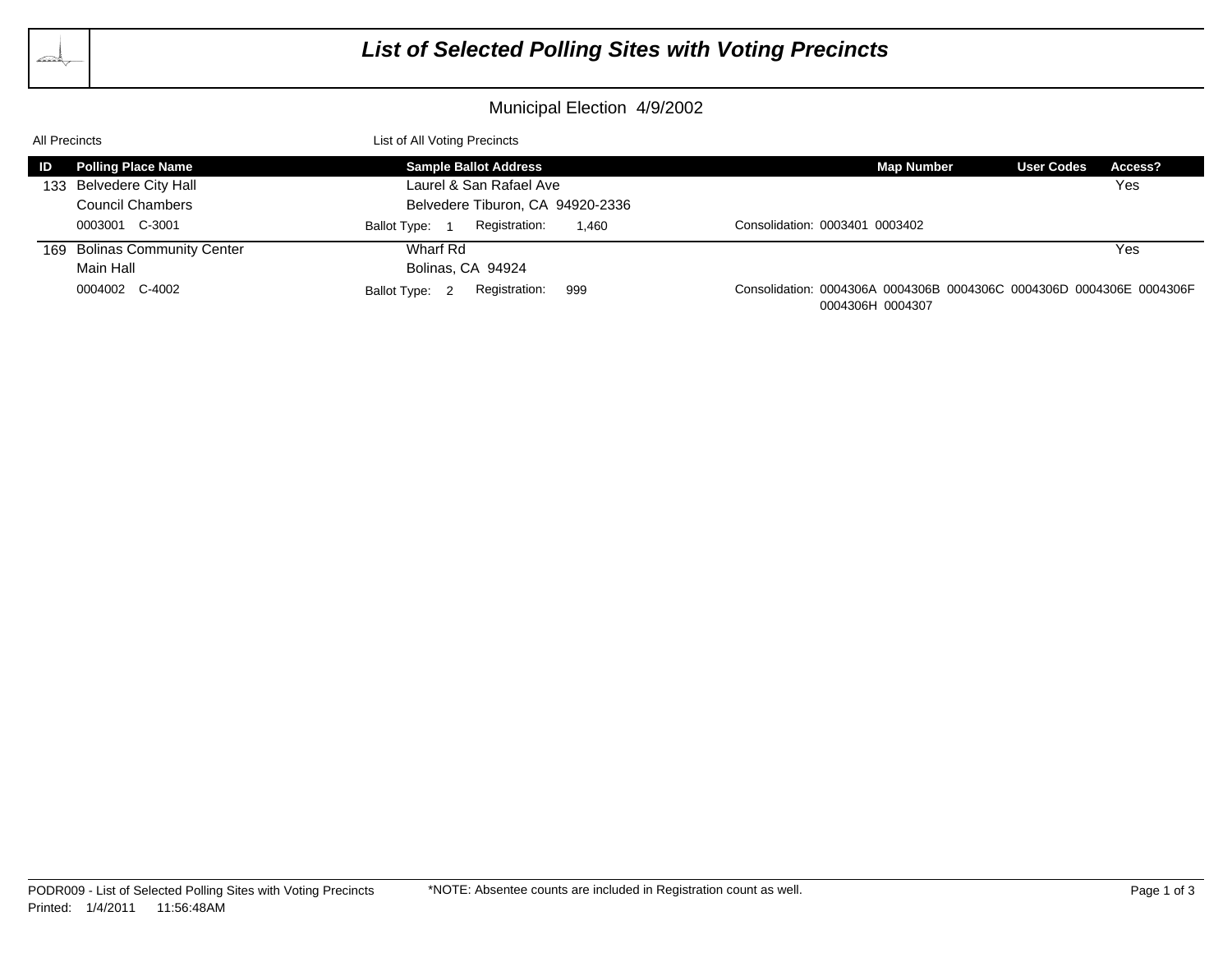# List of Selected Polling Sites with Voting Precincts

## Municipal Election 4/9/2002

All Precincts — List of All Voting Precincts

| ID | Polling Place Name | Sample Ballot Address | Map Number | User Codes | Access? |
|---|---|---|---|---|---|
| 133 | Belvedere City Hall<br>Council Chambers<br>0003001 C-3001 | Laurel & San Rafael Ave<br>Belvedere Tiburon, CA 94920-2336<br>Ballot Type: 1 Registration: 1,460 | Consolidation: 0003401 0003402 | | Yes |
| 169 | Bolinas Community Center<br>Main Hall<br>0004002 C-4002 | Wharf Rd<br>Bolinas, CA 94924<br>Ballot Type: 2 Registration: 999 | Consolidation: 0004306A 0004306B 0004306C 0004306D 0004306E 0004306F 0004306H 0004307 | | Yes |

PODR009 - List of Selected Polling Sites with Voting Precincts
Printed: 1/4/2011 11:56:48AM

*NOTE: Absentee counts are included in Registration count as well.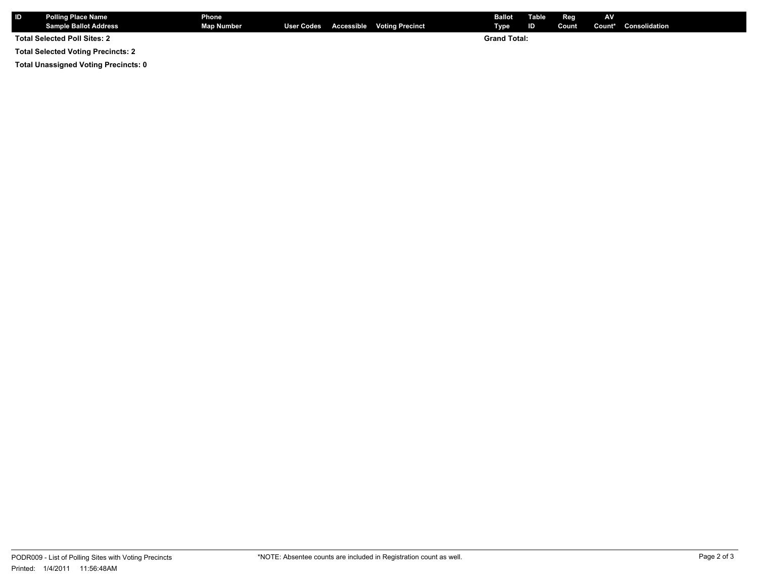| ID | Polling Place Name<br>Sample Ballot Address | Phone<br>Map Number | User Codes | Accessible | Voting Precinct | Ballot Type | Table ID | Reg Count | AV Count* | Consolidation |
|---|---|---|---|---|---|---|---|---|---|---|

**Total Selected Poll Sites: 2**

**Grand Total:**

**Total Selected Voting Precincts: 2**

**Total Unassigned Voting Precincts: 0**

PODR009 - List of Polling Sites with Voting Precincts

Printed: 1/4/2011 11:56:48AM

*NOTE: Absentee counts are included in Registration count as well.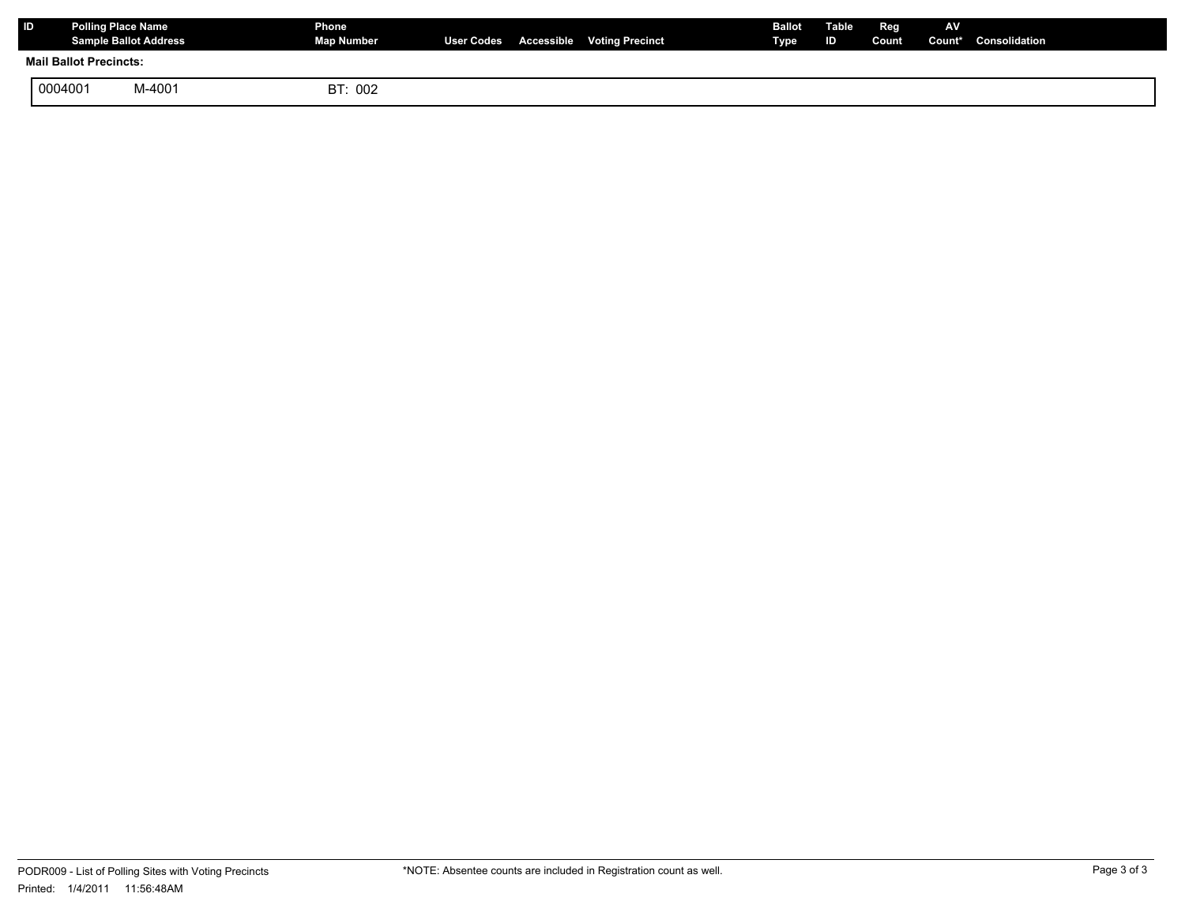| ID | Polling Place Name<br>Sample Ballot Address | Phone<br>Map Number | User Codes | Accessible | Voting Precinct | Ballot Type | Table ID | Reg Count | AV Count* | Consolidation |
|---|---|---|---|---|---|---|---|---|---|---|
| **Mail Ballot Precincts:** | | | | | | | | | | |
| 0004001 | M-4001 | BT: 002 | | | | | | | | |

*NOTE: Absentee counts are included in Registration count as well.